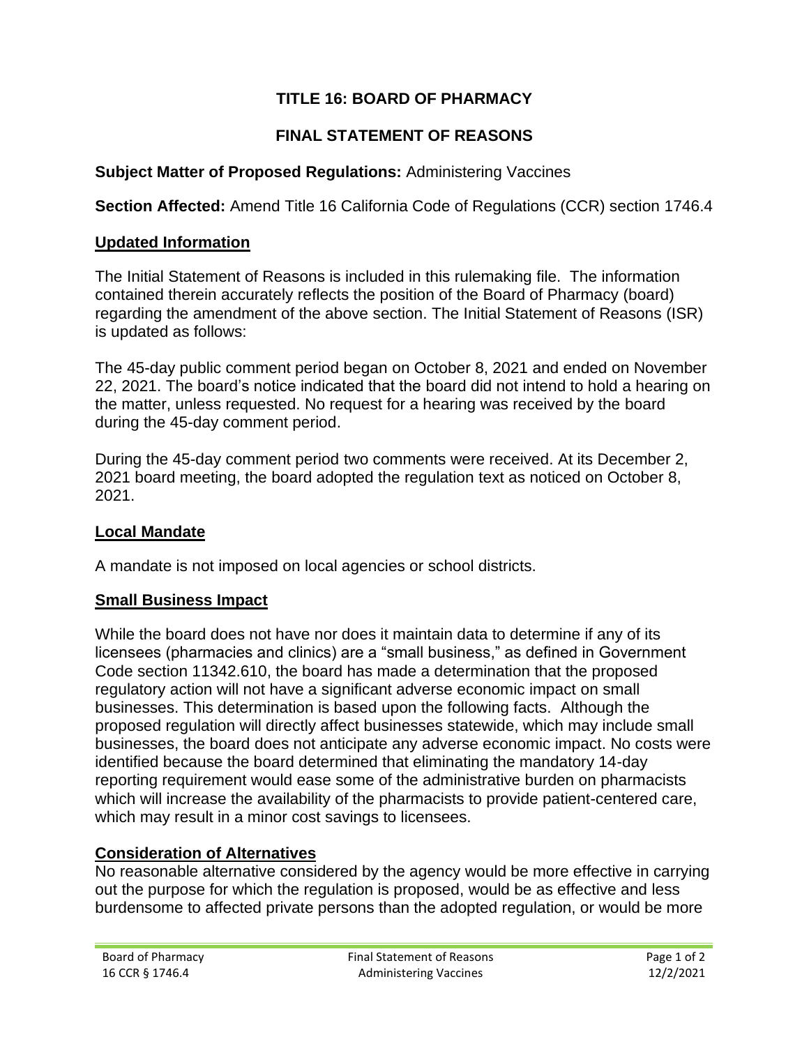# TITLE 16: BOARD OF PHARMACY

# FINAL STATEMENT OF REASONS

**Subject Matter of Proposed Regulations:** Administering Vaccines

**Section Affected:** Amend Title 16 California Code of Regulations (CCR) section 1746.4

## Updated Information

The Initial Statement of Reasons is included in this rulemaking file. The information contained therein accurately reflects the position of the Board of Pharmacy (board) regarding the amendment of the above section. The Initial Statement of Reasons (ISR) is updated as follows:

The 45-day public comment period began on October 8, 2021 and ended on November 22, 2021. The board's notice indicated that the board did not intend to hold a hearing on the matter, unless requested. No request for a hearing was received by the board during the 45-day comment period.

During the 45-day comment period two comments were received. At its December 2, 2021 board meeting, the board adopted the regulation text as noticed on October 8, 2021.

## Local Mandate

A mandate is not imposed on local agencies or school districts.

## Small Business Impact

While the board does not have nor does it maintain data to determine if any of its licensees (pharmacies and clinics) are a "small business," as defined in Government Code section 11342.610, the board has made a determination that the proposed regulatory action will not have a significant adverse economic impact on small businesses. This determination is based upon the following facts. Although the proposed regulation will directly affect businesses statewide, which may include small businesses, the board does not anticipate any adverse economic impact. No costs were identified because the board determined that eliminating the mandatory 14-day reporting requirement would ease some of the administrative burden on pharmacists which will increase the availability of the pharmacists to provide patient-centered care, which may result in a minor cost savings to licensees.

## Consideration of Alternatives

No reasonable alternative considered by the agency would be more effective in carrying out the purpose for which the regulation is proposed, would be as effective and less burdensome to affected private persons than the adopted regulation, or would be more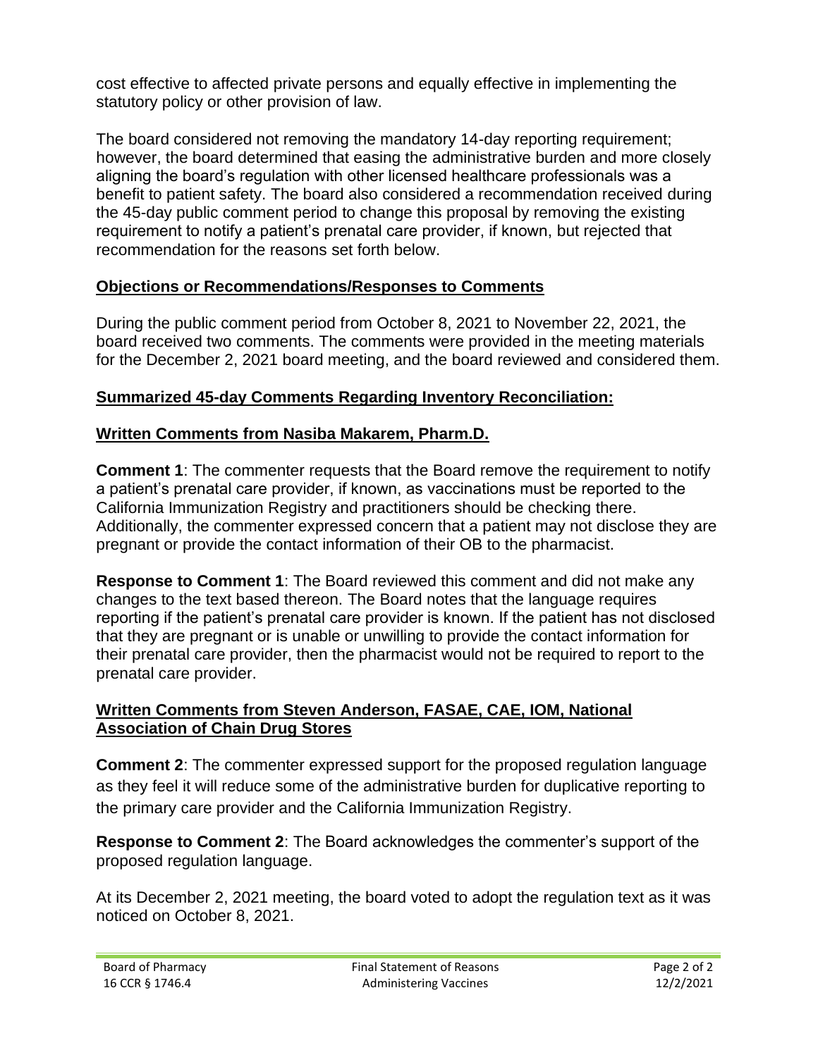cost effective to affected private persons and equally effective in implementing the statutory policy or other provision of law.

The board considered not removing the mandatory 14-day reporting requirement; however, the board determined that easing the administrative burden and more closely aligning the board's regulation with other licensed healthcare professionals was a benefit to patient safety. The board also considered a recommendation received during the 45-day public comment period to change this proposal by removing the existing requirement to notify a patient's prenatal care provider, if known, but rejected that recommendation for the reasons set forth below.

## Objections or Recommendations/Responses to Comments

During the public comment period from October 8, 2021 to November 22, 2021, the board received two comments. The comments were provided in the meeting materials for the December 2, 2021 board meeting, and the board reviewed and considered them.

## Summarized 45-day Comments Regarding Inventory Reconciliation:

### Written Comments from Nasiba Makarem, Pharm.D.

**Comment 1**: The commenter requests that the Board remove the requirement to notify a patient's prenatal care provider, if known, as vaccinations must be reported to the California Immunization Registry and practitioners should be checking there. Additionally, the commenter expressed concern that a patient may not disclose they are pregnant or provide the contact information of their OB to the pharmacist.

**Response to Comment 1**: The Board reviewed this comment and did not make any changes to the text based thereon. The Board notes that the language requires reporting if the patient's prenatal care provider is known. If the patient has not disclosed that they are pregnant or is unable or unwilling to provide the contact information for their prenatal care provider, then the pharmacist would not be required to report to the prenatal care provider.

### Written Comments from Steven Anderson, FASAE, CAE, IOM, National Association of Chain Drug Stores

**Comment 2**: The commenter expressed support for the proposed regulation language as they feel it will reduce some of the administrative burden for duplicative reporting to the primary care provider and the California Immunization Registry.

**Response to Comment 2**: The Board acknowledges the commenter's support of the proposed regulation language.

At its December 2, 2021 meeting, the board voted to adopt the regulation text as it was noticed on October 8, 2021.